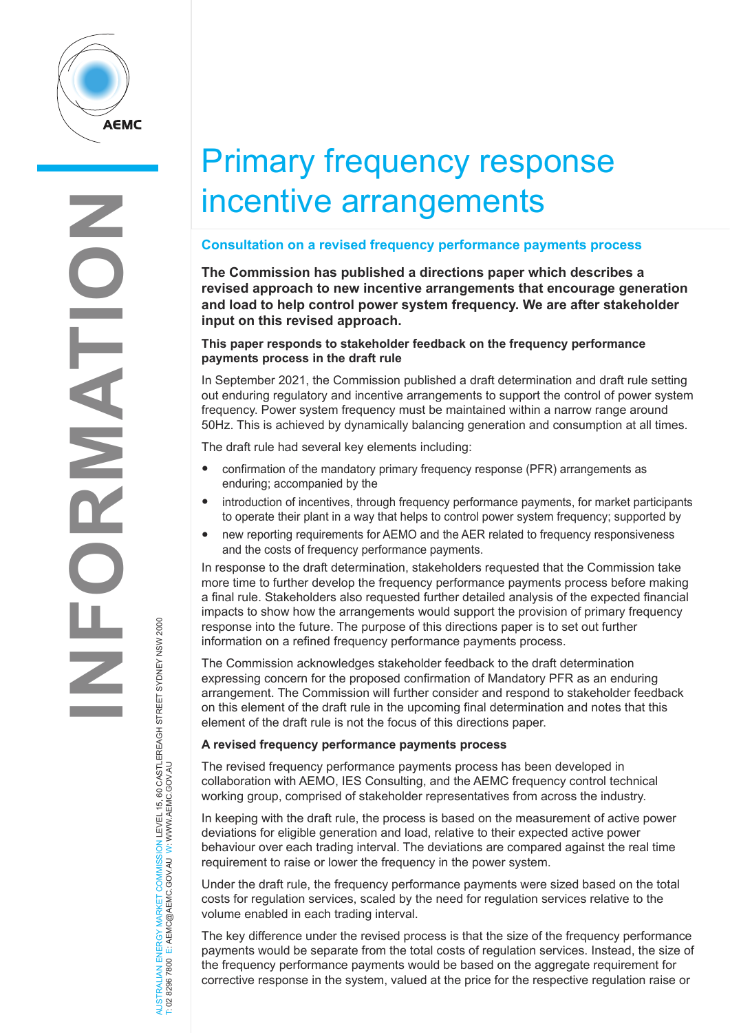# Primary frequency response incentive arrangements

## Consultation on a revised frequency performance payments process

**The Commission has published a directions paper which describes a revised approach to new incentive arrangements that encourage generation and load to help control power system frequency. We are after stakeholder input on this revised approach.**

### This paper responds to stakeholder feedback on the frequency performance payments process in the draft rule

In September 2021, the Commission published a draft determination and draft rule setting out enduring regulatory and incentive arrangements to support the control of power system frequency. Power system frequency must be maintained within a narrow range around 50Hz. This is achieved by dynamically balancing generation and consumption at all times.

The draft rule had several key elements including:

- confirmation of the mandatory primary frequency response (PFR) arrangements as enduring; accompanied by the
- introduction of incentives, through frequency performance payments, for market participants to operate their plant in a way that helps to control power system frequency; supported by
- new reporting requirements for AEMO and the AER related to frequency responsiveness and the costs of frequency performance payments.

In response to the draft determination, stakeholders requested that the Commission take more time to further develop the frequency performance payments process before making a final rule. Stakeholders also requested further detailed analysis of the expected financial impacts to show how the arrangements would support the provision of primary frequency response into the future. The purpose of this directions paper is to set out further information on a refined frequency performance payments process.

The Commission acknowledges stakeholder feedback to the draft determination expressing concern for the proposed confirmation of Mandatory PFR as an enduring arrangement. The Commission will further consider and respond to stakeholder feedback on this element of the draft rule in the upcoming final determination and notes that this element of the draft rule is not the focus of this directions paper.

### A revised frequency performance payments process

The revised frequency performance payments process has been developed in collaboration with AEMO, IES Consulting, and the AEMC frequency control technical working group, comprised of stakeholder representatives from across the industry.

In keeping with the draft rule, the process is based on the measurement of active power deviations for eligible generation and load, relative to their expected active power behaviour over each trading interval. The deviations are compared against the real time requirement to raise or lower the frequency in the power system.

Under the draft rule, the frequency performance payments were sized based on the total costs for regulation services, scaled by the need for regulation services relative to the volume enabled in each trading interval.

The key difference under the revised process is that the size of the frequency performance payments would be separate from the total costs of regulation services. Instead, the size of the frequency performance payments would be based on the aggregate requirement for corrective response in the system, valued at the price for the respective regulation raise or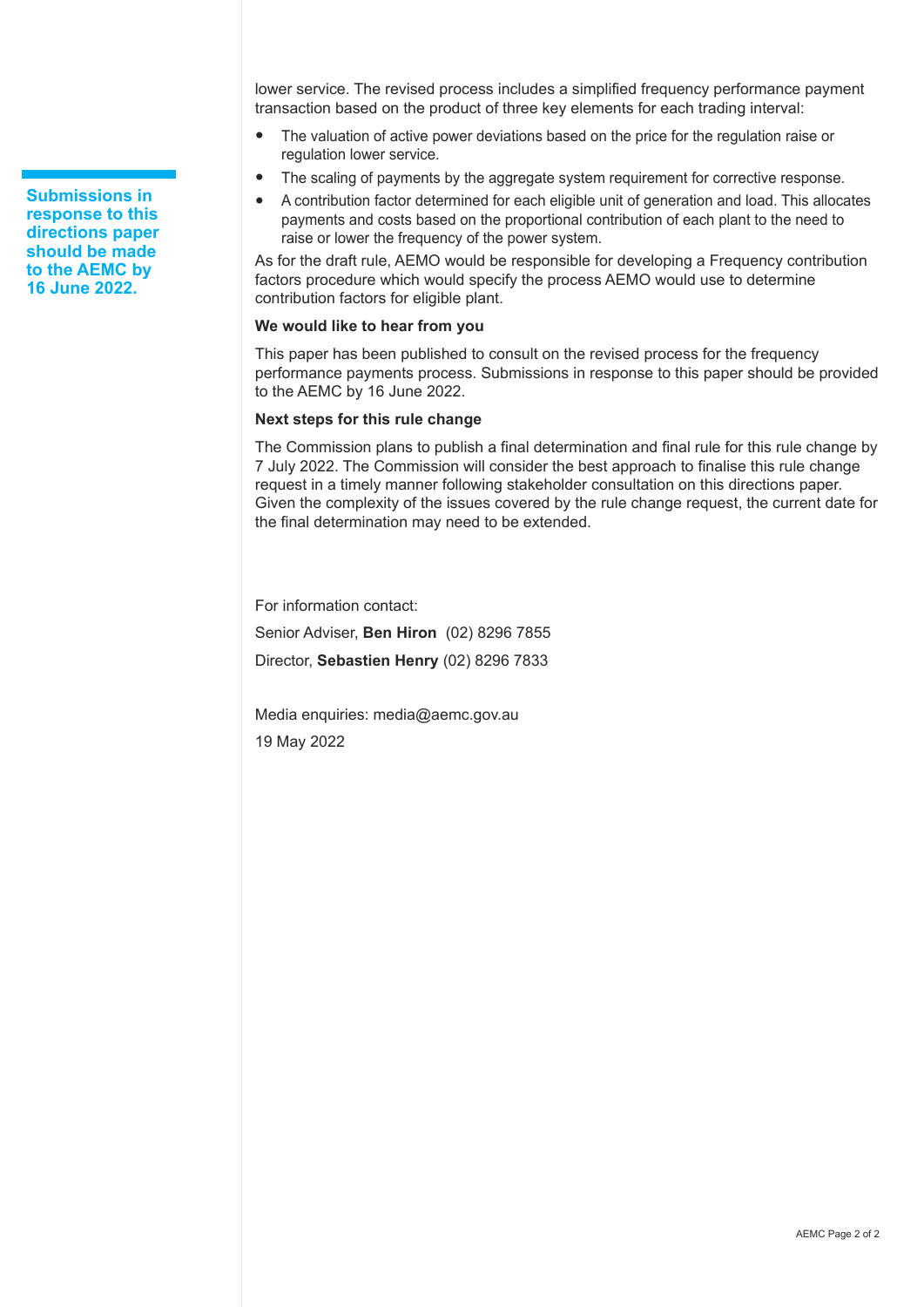lower service. The revised process includes a simplified frequency performance payment transaction based on the product of three key elements for each trading interval:

- The valuation of active power deviations based on the price for the regulation raise or regulation lower service.
- The scaling of payments by the aggregate system requirement for corrective response.
- A contribution factor determined for each eligible unit of generation and load. This allocates payments and costs based on the proportional contribution of each plant to the need to raise or lower the frequency of the power system.

As for the draft rule, AEMO would be responsible for developing a Frequency contribution factors procedure which would specify the process AEMO would use to determine contribution factors for eligible plant.

**Submissions in response to this directions paper should be made to the AEMC by 16 June 2022.**

**We would like to hear from you**

This paper has been published to consult on the revised process for the frequency performance payments process. Submissions in response to this paper should be provided to the AEMC by 16 June 2022.

**Next steps for this rule change**

The Commission plans to publish a final determination and final rule for this rule change by 7 July 2022. The Commission will consider the best approach to finalise this rule change request in a timely manner following stakeholder consultation on this directions paper. Given the complexity of the issues covered by the rule change request, the current date for the final determination may need to be extended.

For information contact:

Senior Adviser, **Ben Hiron** (02) 8296 7855

Director, **Sebastien Henry** (02) 8296 7833

Media enquiries: media@aemc.gov.au

19 May 2022